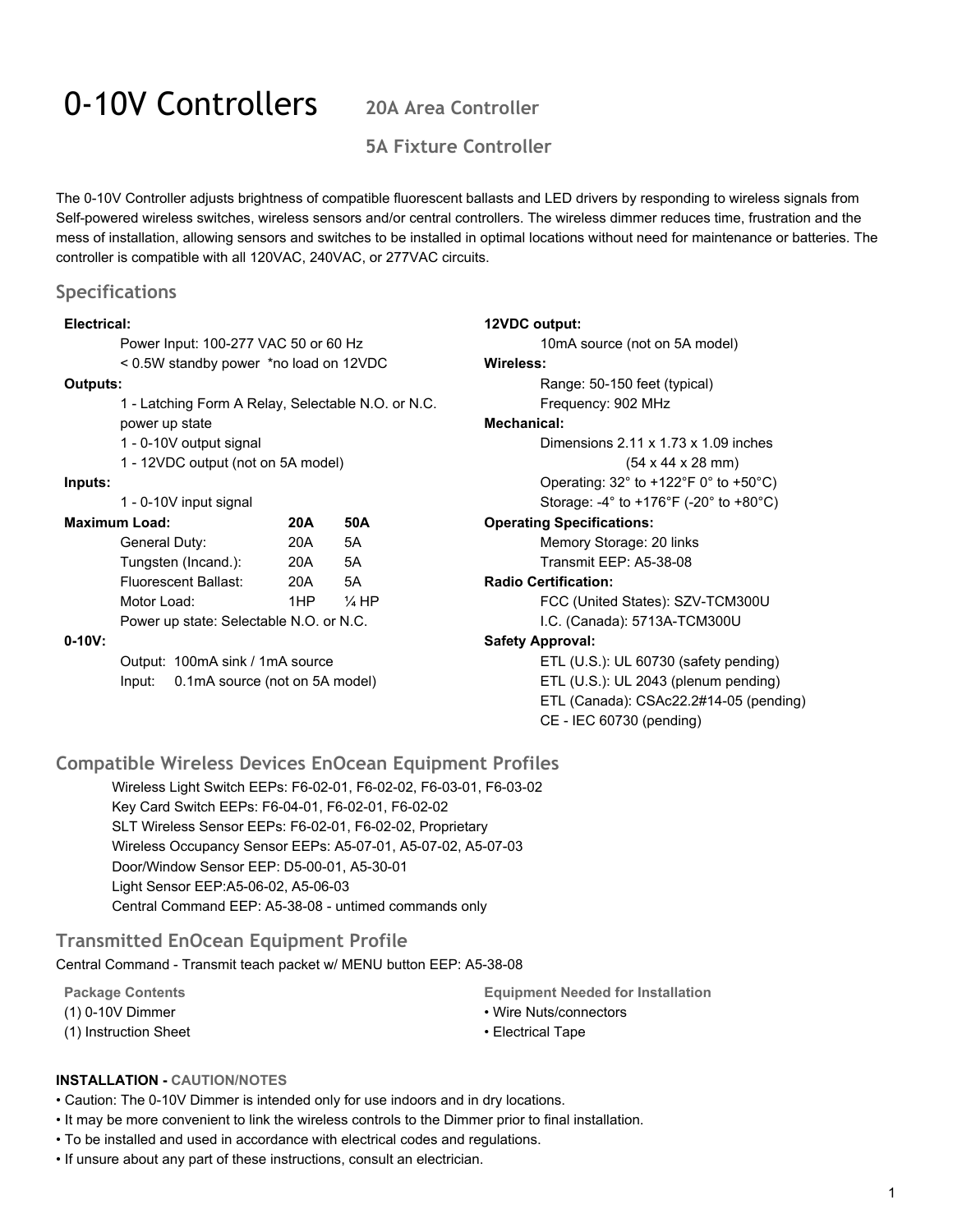# 0-10V Controllers

## 20A Area Controller

## 5A Fixture Controller

The 0-10V Controller adjusts brightness of compatible fluorescent ballasts and LED drivers by responding to wireless signals from Self-powered wireless switches, wireless sensors and/or central controllers. The wireless dimmer reduces time, frustration and the mess of installation, allowing sensors and switches to be installed in optimal locations without need for maintenance or batteries. The controller is compatible with all 120VAC, 240VAC, or 277VAC circuits.

## Specifications

**Electrical:**

- Power Input: 100-277 VAC 50 or 60 Hz
- < 0.5W standby power *no load on 12VDC

**Outputs:**

- 1 - Latching Form A Relay, Selectable N.O. or N.C. power up state
- 1 - 0-10V output signal
- 1 - 12VDC output (not on 5A model)

**Inputs:**

- 1 - 0-10V input signal

| **Maximum Load:** | **20A** | **50A** |
|---|---|---|
| General Duty: | 20A | 5A |
| Tungsten (Incand.): | 20A | 5A |
| Fluorescent Ballast: | 20A | 5A |
| Motor Load: | 1HP | ¼ HP |

Power up state: Selectable N.O. or N.C.

**0-10V:**

- Output: 100mA sink / 1mA source
- Input: 0.1mA source (not on 5A model)

**12VDC output:**

- 10mA source (not on 5A model)

**Wireless:**

- Range: 50-150 feet (typical)
- Frequency: 902 MHz

**Mechanical:**

- Dimensions 2.11 x 1.73 x 1.09 inches (54 x 44 x 28 mm)
- Operating: 32° to +122°F 0° to +50°C)
- Storage: -4° to +176°F (-20° to +80°C)

**Operating Specifications:**

- Memory Storage: 20 links
- Transmit EEP: A5-38-08

**Radio Certification:**

- FCC (United States): SZV-TCM300U
- I.C. (Canada): 5713A-TCM300U

**Safety Approval:**

- ETL (U.S.): UL 60730 (safety pending)
- ETL (U.S.): UL 2043 (plenum pending)
- ETL (Canada): CSAc22.2#14-05 (pending)
- CE - IEC 60730 (pending)

## Compatible Wireless Devices EnOcean Equipment Profiles

- Wireless Light Switch EEPs: F6-02-01, F6-02-02, F6-03-01, F6-03-02
- Key Card Switch EEPs: F6-04-01, F6-02-01, F6-02-02
- SLT Wireless Sensor EEPs: F6-02-01, F6-02-02, Proprietary
- Wireless Occupancy Sensor EEPs: A5-07-01, A5-07-02, A5-07-03
- Door/Window Sensor EEP: D5-00-01, A5-30-01
- Light Sensor EEP:A5-06-02, A5-06-03
- Central Command EEP: A5-38-08 - untimed commands only

## Transmitted EnOcean Equipment Profile

Central Command - Transmit teach packet w/ MENU button EEP: A5-38-08

**Package Contents**

- (1) 0-10V Dimmer
- (1) Instruction Sheet

**Equipment Needed for Installation**

- Wire Nuts/connectors
- Electrical Tape

**INSTALLATION - CAUTION/NOTES**

- Caution: The 0-10V Dimmer is intended only for use indoors and in dry locations.
- It may be more convenient to link the wireless controls to the Dimmer prior to final installation.
- To be installed and used in accordance with electrical codes and regulations.
- If unsure about any part of these instructions, consult an electrician.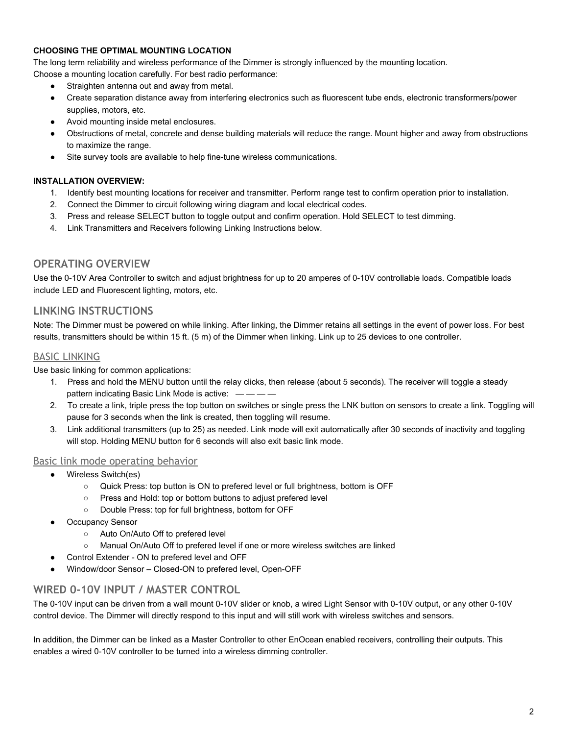**CHOOSING THE OPTIMAL MOUNTING LOCATION**

The long term reliability and wireless performance of the Dimmer is strongly influenced by the mounting location.
Choose a mounting location carefully. For best radio performance:

- Straighten antenna out and away from metal.
- Create separation distance away from interfering electronics such as fluorescent tube ends, electronic transformers/power supplies, motors, etc.
- Avoid mounting inside metal enclosures.
- Obstructions of metal, concrete and dense building materials will reduce the range. Mount higher and away from obstructions to maximize the range.
- Site survey tools are available to help fine-tune wireless communications.

**INSTALLATION OVERVIEW:**

1. Identify best mounting locations for receiver and transmitter. Perform range test to confirm operation prior to installation.
2. Connect the Dimmer to circuit following wiring diagram and local electrical codes.
3. Press and release SELECT button to toggle output and confirm operation. Hold SELECT to test dimming.
4. Link Transmitters and Receivers following Linking Instructions below.

## OPERATING OVERVIEW

Use the 0-10V Area Controller to switch and adjust brightness for up to 20 amperes of 0-10V controllable loads. Compatible loads include LED and Fluorescent lighting, motors, etc.

## LINKING INSTRUCTIONS

Note: The Dimmer must be powered on while linking. After linking, the Dimmer retains all settings in the event of power loss. For best results, transmitters should be within 15 ft. (5 m) of the Dimmer when linking. Link up to 25 devices to one controller.

### BASIC LINKING

Use basic linking for common applications:

1. Press and hold the MENU button until the relay clicks, then release (about 5 seconds). The receiver will toggle a steady pattern indicating Basic Link Mode is active: — — — —
2. To create a link, triple press the top button on switches or single press the LNK button on sensors to create a link. Toggling will pause for 3 seconds when the link is created, then toggling will resume.
3. Link additional transmitters (up to 25) as needed. Link mode will exit automatically after 30 seconds of inactivity and toggling will stop. Holding MENU button for 6 seconds will also exit basic link mode.

### Basic link mode operating behavior

- Wireless Switch(es)
  - Quick Press: top button is ON to prefered level or full brightness, bottom is OFF
  - Press and Hold: top or bottom buttons to adjust prefered level
  - Double Press: top for full brightness, bottom for OFF
- Occupancy Sensor
  - Auto On/Auto Off to prefered level
  - Manual On/Auto Off to prefered level if one or more wireless switches are linked
- Control Extender - ON to prefered level and OFF
- Window/door Sensor – Closed-ON to prefered level, Open-OFF

## WIRED 0-10V INPUT / MASTER CONTROL

The 0-10V input can be driven from a wall mount 0-10V slider or knob, a wired Light Sensor with 0-10V output, or any other 0-10V control device. The Dimmer will directly respond to this input and will still work with wireless switches and sensors.

In addition, the Dimmer can be linked as a Master Controller to other EnOcean enabled receivers, controlling their outputs. This enables a wired 0-10V controller to be turned into a wireless dimming controller.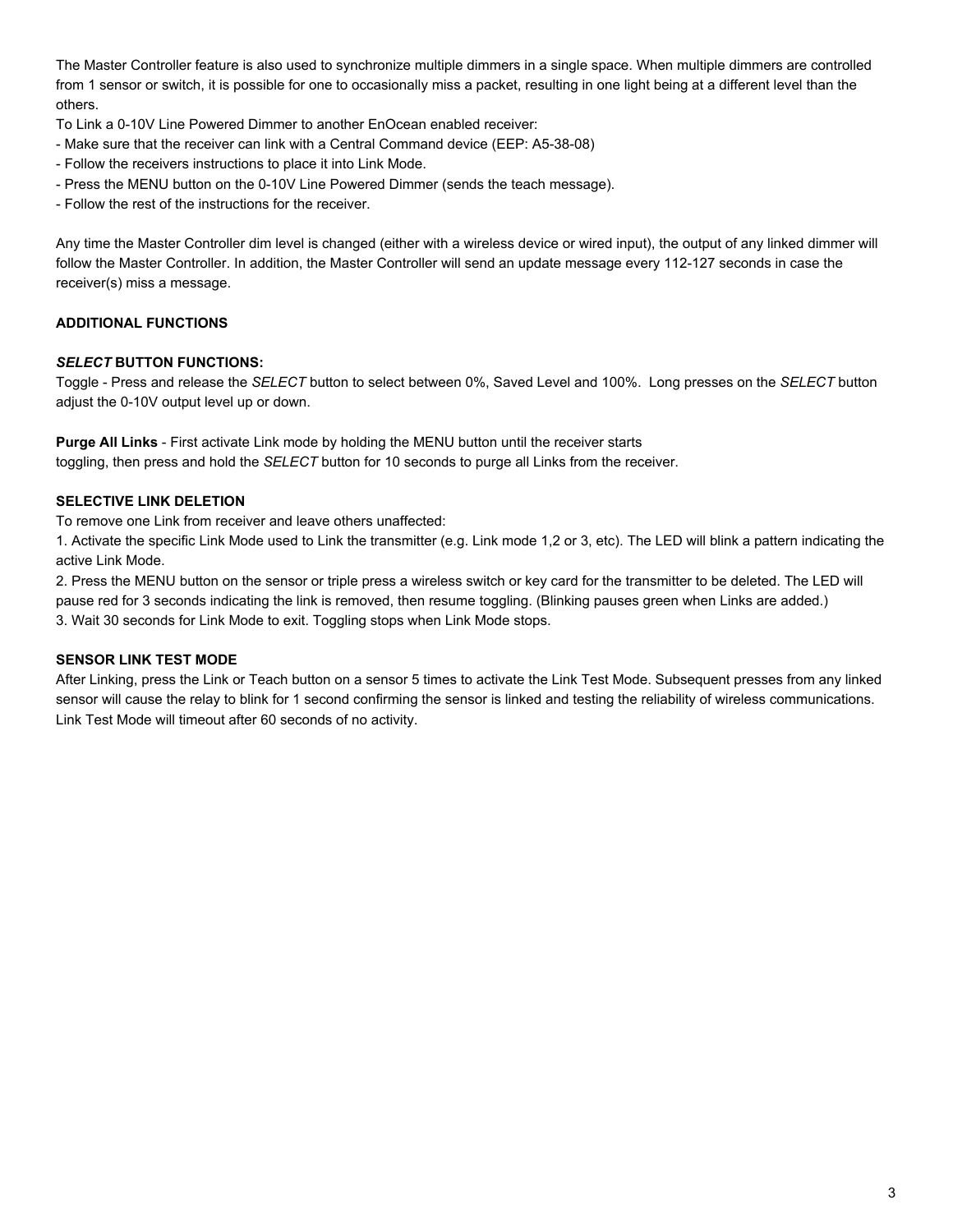The Master Controller feature is also used to synchronize multiple dimmers in a single space. When multiple dimmers are controlled from 1 sensor or switch, it is possible for one to occasionally miss a packet, resulting in one light being at a different level than the others.

To Link a 0-10V Line Powered Dimmer to another EnOcean enabled receiver:

- Make sure that the receiver can link with a Central Command device (EEP: A5-38-08)
- Follow the receivers instructions to place it into Link Mode.
- Press the MENU button on the 0-10V Line Powered Dimmer (sends the teach message).
- Follow the rest of the instructions for the receiver.

Any time the Master Controller dim level is changed (either with a wireless device or wired input), the output of any linked dimmer will follow the Master Controller. In addition, the Master Controller will send an update message every 112-127 seconds in case the receiver(s) miss a message.

## ADDITIONAL FUNCTIONS

### *SELECT* BUTTON FUNCTIONS:

Toggle - Press and release the *SELECT* button to select between 0%, Saved Level and 100%. Long presses on the *SELECT* button adjust the 0-10V output level up or down.

**Purge All Links** - First activate Link mode by holding the MENU button until the receiver starts toggling, then press and hold the *SELECT* button for 10 seconds to purge all Links from the receiver.

### SELECTIVE LINK DELETION

To remove one Link from receiver and leave others unaffected:

1. Activate the specific Link Mode used to Link the transmitter (e.g. Link mode 1,2 or 3, etc). The LED will blink a pattern indicating the active Link Mode.
2. Press the MENU button on the sensor or triple press a wireless switch or key card for the transmitter to be deleted. The LED will pause red for 3 seconds indicating the link is removed, then resume toggling. (Blinking pauses green when Links are added.)
3. Wait 30 seconds for Link Mode to exit. Toggling stops when Link Mode stops.

### SENSOR LINK TEST MODE

After Linking, press the Link or Teach button on a sensor 5 times to activate the Link Test Mode. Subsequent presses from any linked sensor will cause the relay to blink for 1 second confirming the sensor is linked and testing the reliability of wireless communications. Link Test Mode will timeout after 60 seconds of no activity.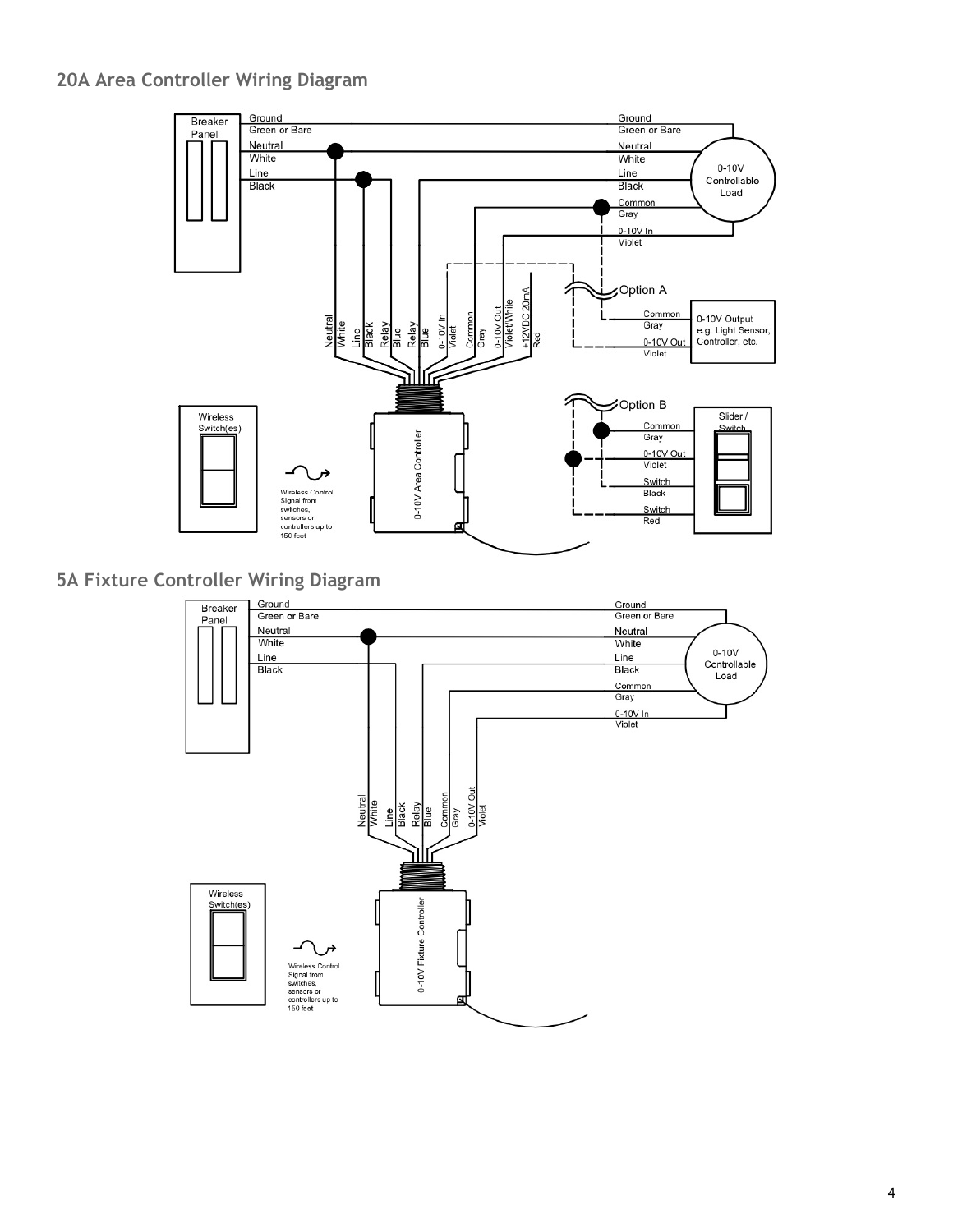## 20A Area Controller Wiring Diagram

Breaker Panel

Ground
Green or Bare

Neutral
White

Line
Black

Ground
Green or Bare

Neutral
White

Line
Black

0-10V Controllable Load

Common
Gray

0-10V In
Violet

Neutral
White

Line
Black

Relay
Blue

Relay
Blue

0-10V In
Violet

Common
Gray

0-10V Out
Violet/White

+12VDC 20mA
Red

Option A

Common
Gray

0-10V Out
Violet

0-10V Output
e.g. Light Sensor, Controller, etc.

Option B

Common
Gray

0-10V Out
Violet

Switch
Black

Switch
Red

Slider / Switch

Wireless Switch(es)

Wireless Control Signal from switches, sensors or controllers up to 150 feet

0-10V Area Controller

## 5A Fixture Controller Wiring Diagram

Breaker Panel

Ground
Green or Bare

Neutral
White

Line
Black

Ground
Green or Bare

Neutral
White

Line
Black

0-10V Controllable Load

Common
Gray

0-10V In
Violet

Neutral
White

Line
Black

Relay
Blue

Common
Gray

0-10V Out
Violet

Wireless Switch(es)

Wireless Control Signal from switches, sensors or controllers up to 150 feet

0-10V Fixture Controller